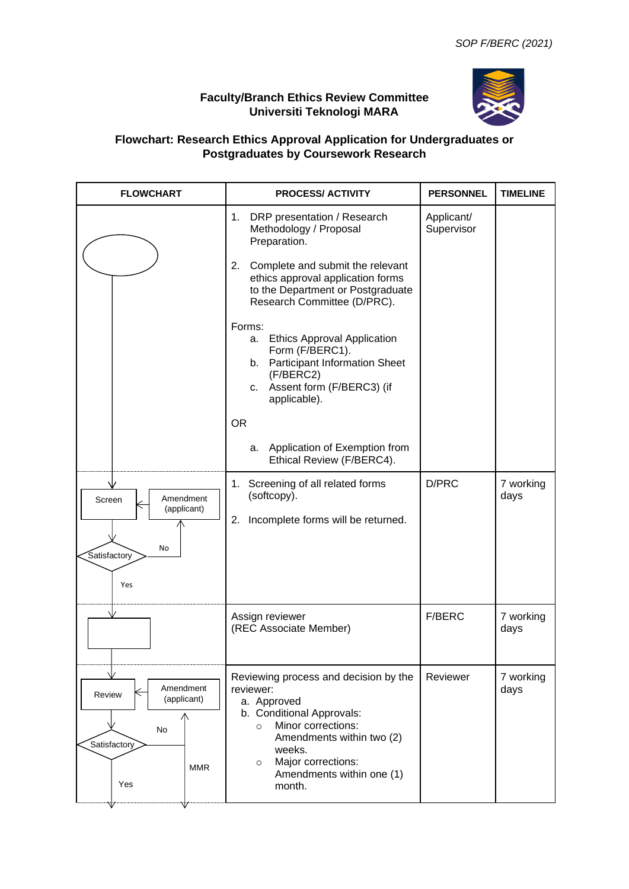# Faculty/Branch Ethics Review Committee
# Universiti Teknologi MARA

## Flowchart: Research Ethics Approval Application for Undergraduates or Postgraduates by Coursework Research

| FLOWCHART | PROCESS/ ACTIVITY | PERSONNEL | TIMELINE |
|---|---|---|---|
| | 1. DRP presentation / Research Methodology / Proposal Preparation.<br><br>2. Complete and submit the relevant ethics approval application forms to the Department or Postgraduate Research Committee (D/PRC).<br><br>Forms:<br>a. Ethics Approval Application Form (F/BERC1).<br>b. Participant Information Sheet (F/BERC2)<br>c. Assent form (F/BERC3) (if applicable).<br><br>OR<br><br>a. Application of Exemption from Ethical Review (F/BERC4). | Applicant/ Supervisor | |
| Screen → Satisfactory (No → Amendment (applicant) → Screen; Yes →) | 1. Screening of all related forms (softcopy).<br><br>2. Incomplete forms will be returned. | D/PRC | 7 working days |
| | Assign reviewer<br>(REC Associate Member) | F/BERC | 7 working days |
| Review → Satisfactory (No → Amendment (applicant) → Review; MMR; Yes →) | Reviewing process and decision by the reviewer:<br>a. Approved<br>b. Conditional Approvals:<br>○ Minor corrections: Amendments within two (2) weeks.<br>○ Major corrections: Amendments within one (1) month. | Reviewer | 7 working days |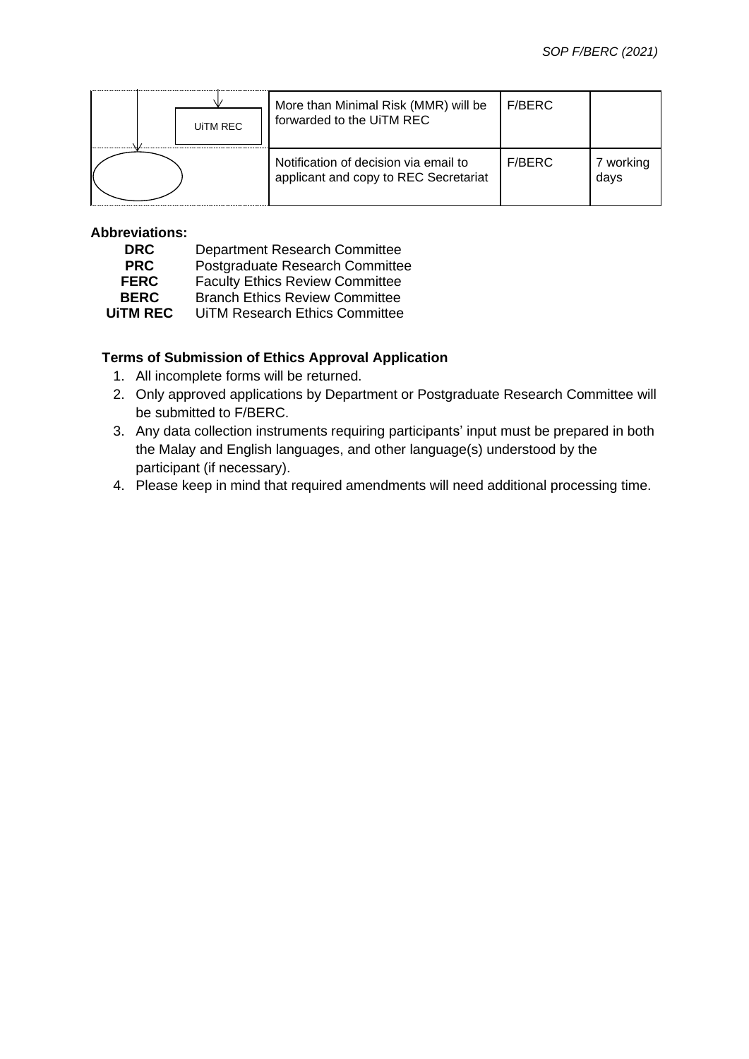| | | | |
|---|---|---|---|
| UiTM REC | More than Minimal Risk (MMR) will be forwarded to the UiTM REC | F/BERC | |
| | Notification of decision via email to applicant and copy to REC Secretariat | F/BERC | 7 working days |

**Abbreviations:**

| | |
|---|---|
| **DRC** | Department Research Committee |
| **PRC** | Postgraduate Research Committee |
| **FERC** | Faculty Ethics Review Committee |
| **BERC** | Branch Ethics Review Committee |
| **UiTM REC** | UiTM Research Ethics Committee |

**Terms of Submission of Ethics Approval Application**

1. All incomplete forms will be returned.
2. Only approved applications by Department or Postgraduate Research Committee will be submitted to F/BERC.
3. Any data collection instruments requiring participants' input must be prepared in both the Malay and English languages, and other language(s) understood by the participant (if necessary).
4. Please keep in mind that required amendments will need additional processing time.